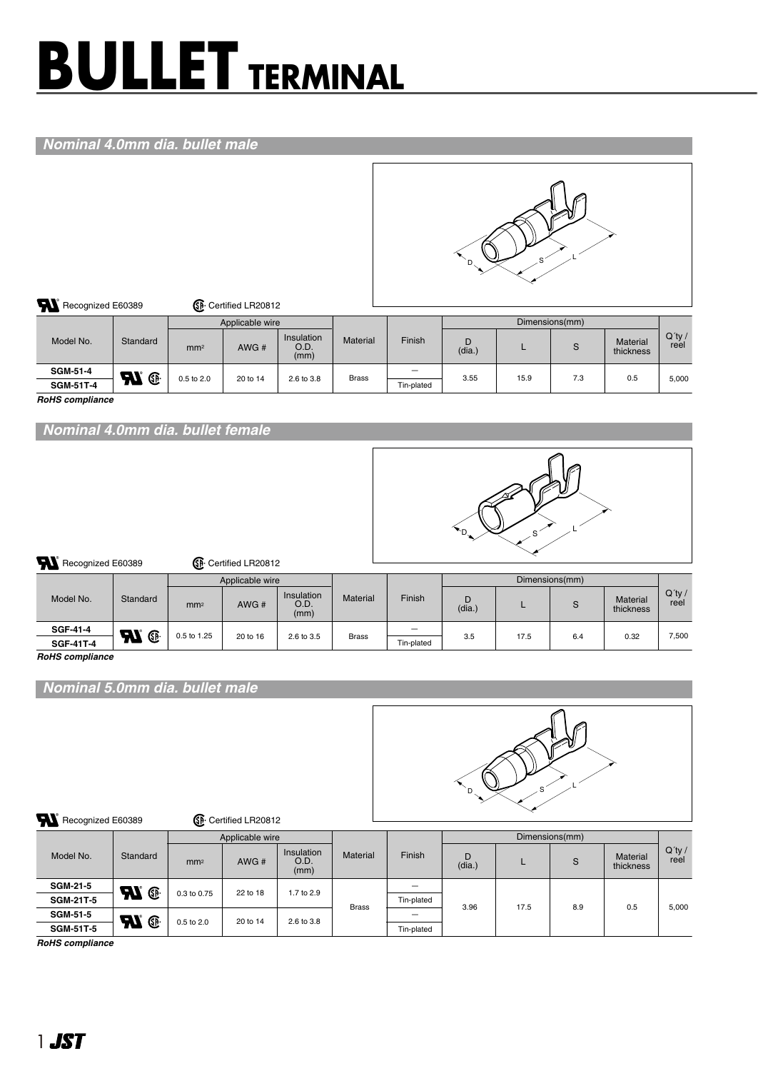# BULLET TERMINAL

## Nominal 4.0mm dia. bullet male

Recognized E60389 &nbsp;&nbsp;&nbsp; Certified LR20812

| Model No. | Standard | Applicable wire | | | Material | Finish | Dimensions(mm) | | | | Q´ty / reel |
|---|---|---|---|---|---|---|---|---|---|---|---|
| | | mm² | AWG # | Insulation O.D. (mm) | | | D (dia.) | L | S | Material thickness | |
| **SGM-51-4** | UL CSA | 0.5 to 2.0 | 20 to 14 | 2.6 to 3.8 | Brass | – | 3.55 | 15.9 | 7.3 | 0.5 | 5,000 |
| **SGM-51T-4** | | | | | | Tin-plated | | | | | |

***RoHS compliance***

## Nominal 4.0mm dia. bullet female

Recognized E60389 &nbsp;&nbsp;&nbsp; Certified LR20812

| Model No. | Standard | Applicable wire | | | Material | Finish | Dimensions(mm) | | | | Q´ty / reel |
|---|---|---|---|---|---|---|---|---|---|---|---|
| | | mm² | AWG # | Insulation O.D. (mm) | | | D (dia.) | L | S | Material thickness | |
| **SGF-41-4** | UL CSA | 0.5 to 1.25 | 20 to 16 | 2.6 to 3.5 | Brass | – | 3.5 | 17.5 | 6.4 | 0.32 | 7,500 |
| **SGF-41T-4** | | | | | | Tin-plated | | | | | |

***RoHS compliance***

## Nominal 5.0mm dia. bullet male

Recognized E60389 &nbsp;&nbsp;&nbsp; Certified LR20812

| Model No. | Standard | Applicable wire | | | Material | Finish | Dimensions(mm) | | | | Q´ty / reel |
|---|---|---|---|---|---|---|---|---|---|---|---|
| | | mm² | AWG # | Insulation O.D. (mm) | | | D (dia.) | L | S | Material thickness | |
| **SGM-21-5** | UL CSA | 0.3 to 0.75 | 22 to 18 | 1.7 to 2.9 | Brass | – | 3.96 | 17.5 | 8.9 | 0.5 | 5,000 |
| **SGM-21T-5** | | | | | | Tin-plated | | | | | |
| **SGM-51-5** | UL CSA | 0.5 to 2.0 | 20 to 14 | 2.6 to 3.8 | | – | | | | | |
| **SGM-51T-5** | | | | | | Tin-plated | | | | | |

***RoHS compliance***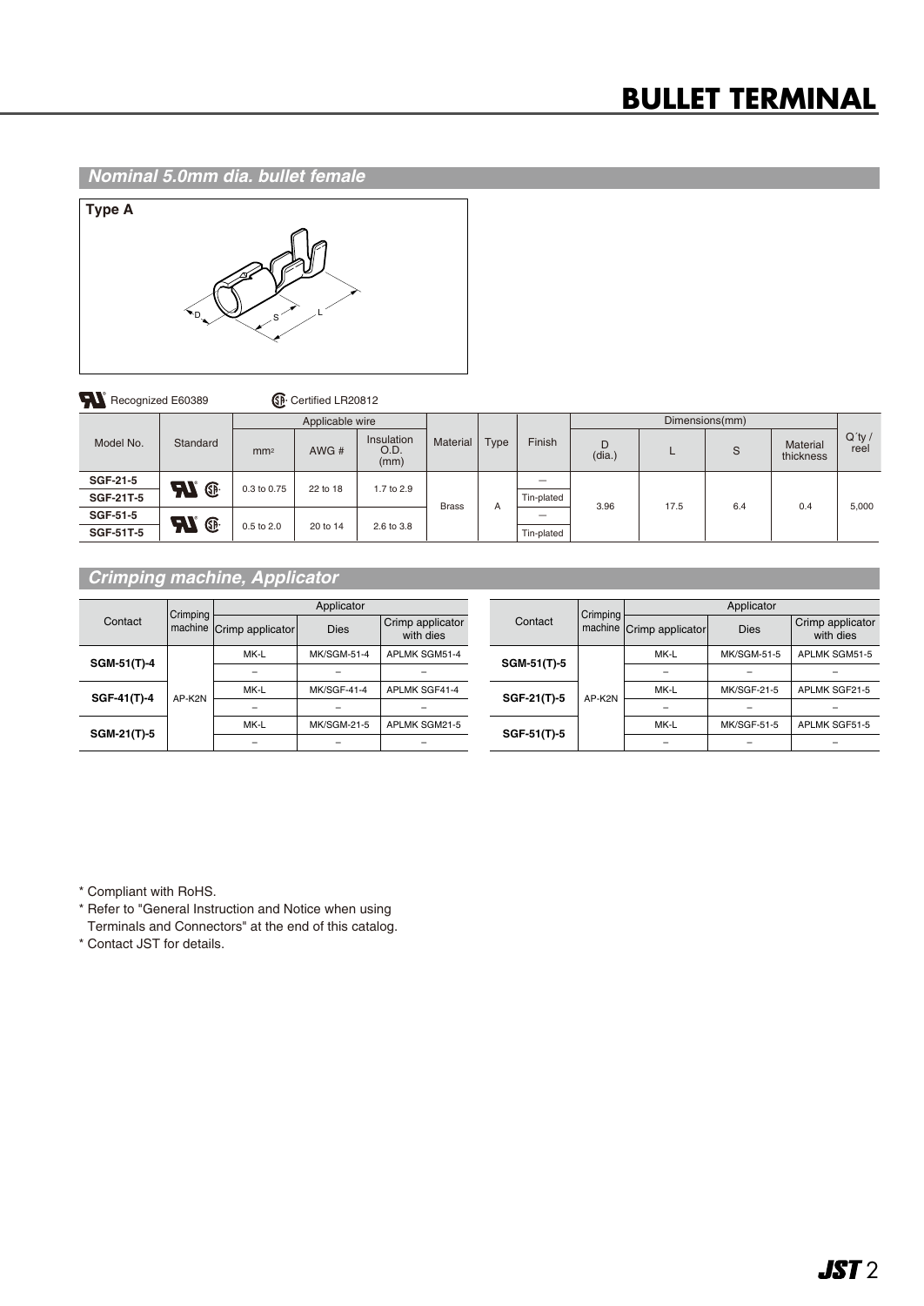# BULLET TERMINAL

## Nominal 5.0mm dia. bullet female

**Type A**

D
S
L

Recognized E60389　　Certified LR20812

| Model No. | Standard | Applicable wire | | | Material | Type | Finish | Dimensions(mm) | | | | Q´ty / reel |
|---|---|---|---|---|---|---|---|---|---|---|---|---|
| | | mm² | AWG # | Insulation O.D. (mm) | | | | D (dia.) | L | S | Material thickness | |
| **SGF-21-5** | UL CSA | 0.3 to 0.75 | 22 to 18 | 1.7 to 2.9 | Brass | A | – | 3.96 | 17.5 | 6.4 | 0.4 | 5,000 |
| **SGF-21T-5** | | | | | | | Tin-plated | | | | | |
| **SGF-51-5** | UL CSA | 0.5 to 2.0 | 20 to 14 | 2.6 to 3.8 | | | – | | | | | |
| **SGF-51T-5** | | | | | | | Tin-plated | | | | | |

## Crimping machine, Applicator

| Contact | Crimping machine | Applicator | | |
|---|---|---|---|---|
| | | Crimp applicator | Dies | Crimp applicator with dies |
| **SGM-51(T)-4** | AP-K2N | MK-L | MK/SGM-51-4 | APLMK SGM51-4 |
| | | – | – | – |
| **SGF-41(T)-4** | | MK-L | MK/SGF-41-4 | APLMK SGF41-4 |
| | | – | – | – |
| **SGM-21(T)-5** | | MK-L | MK/SGM-21-5 | APLMK SGM21-5 |
| | | – | – | – |

| Contact | Crimping machine | Applicator | | |
|---|---|---|---|---|
| | | Crimp applicator | Dies | Crimp applicator with dies |
| **SGM-51(T)-5** | AP-K2N | MK-L | MK/SGM-51-5 | APLMK SGM51-5 |
| | | – | – | – |
| **SGF-21(T)-5** | | MK-L | MK/SGF-21-5 | APLMK SGF21-5 |
| | | – | – | – |
| **SGF-51(T)-5** | | MK-L | MK/SGF-51-5 | APLMK SGF51-5 |
| | | – | – | – |

* Compliant with RoHS.
* Refer to "General Instruction and Notice when using Terminals and Connectors" at the end of this catalog.
* Contact JST for details.